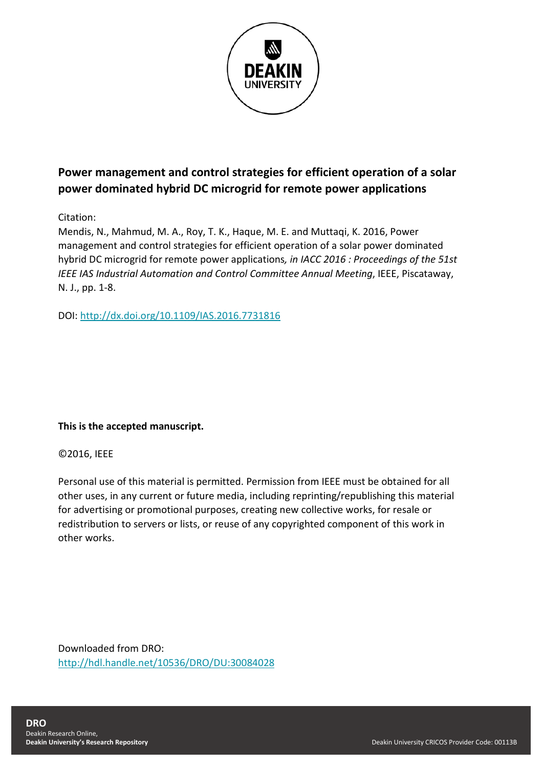# Power management and control strategies for efficient operation of a solar power dominated hybrid DC microgrid for remote power applications

Citation:

Mendis, N., Mahmud, M. A., Roy, T. K., Haque, M. E. and Muttaqi, K. 2016, Power management and control strategies for efficient operation of a solar power dominated hybrid DC microgrid for remote power applications*, in IACC 2016 : Proceedings of the 51st IEEE IAS Industrial Automation and Control Committee Annual Meeting*, IEEE, Piscataway, N. J., pp. 1-8.

DOI: http://dx.doi.org/10.1109/IAS.2016.7731816

**This is the accepted manuscript.**

©2016, IEEE

Personal use of this material is permitted. Permission from IEEE must be obtained for all other uses, in any current or future media, including reprinting/republishing this material for advertising or promotional purposes, creating new collective works, for resale or redistribution to servers or lists, or reuse of any copyrighted component of this work in other works.

Downloaded from DRO:
http://hdl.handle.net/10536/DRO/DU:30084028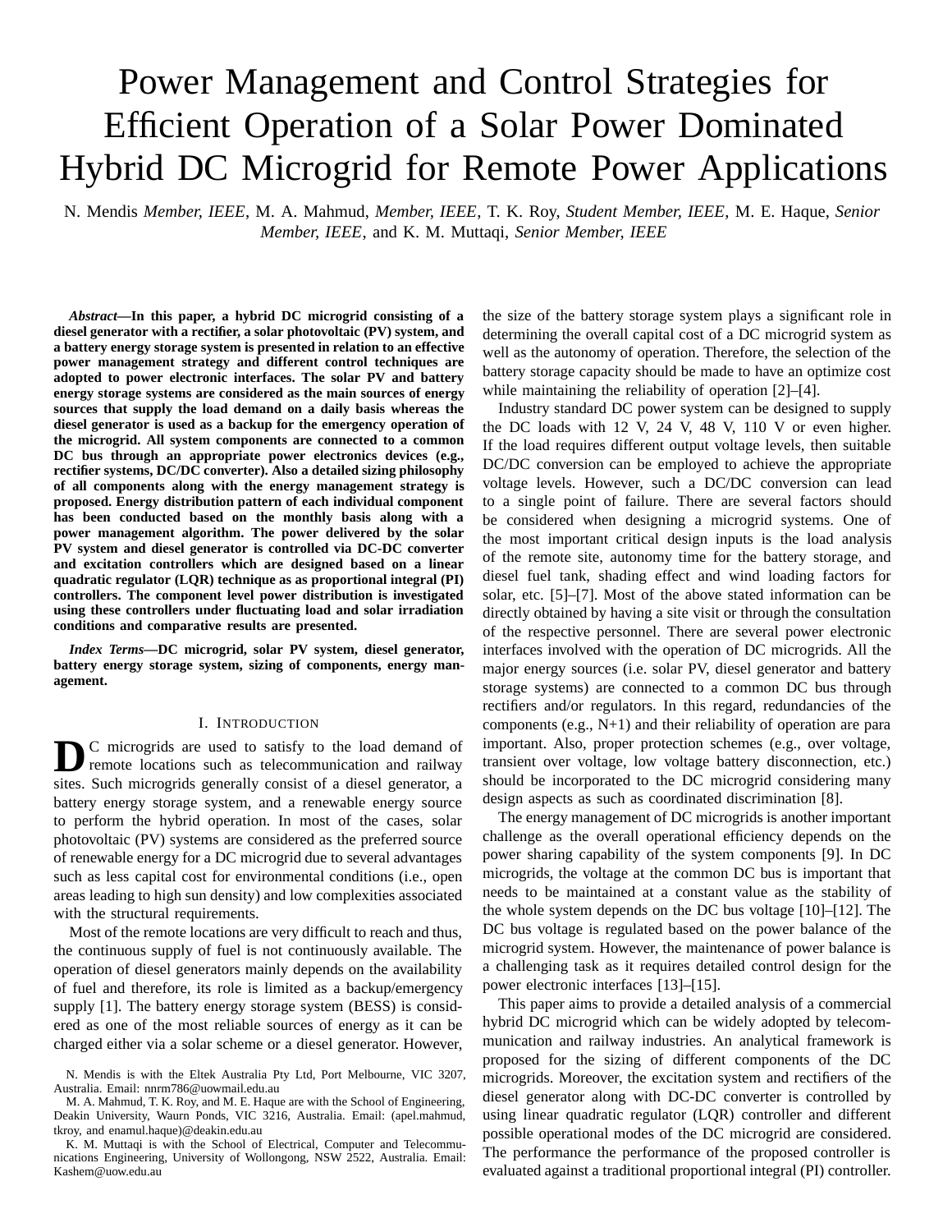# Power Management and Control Strategies for Efficient Operation of a Solar Power Dominated Hybrid DC Microgrid for Remote Power Applications

N. Mendis *Member, IEEE*, M. A. Mahmud, *Member, IEEE*, T. K. Roy, *Student Member, IEEE*, M. E. Haque, *Senior Member, IEEE*, and K. M. Muttaqi, *Senior Member, IEEE*

***Abstract*—In this paper, a hybrid DC microgrid consisting of a diesel generator with a rectifier, a solar photovoltaic (PV) system, and a battery energy storage system is presented in relation to an effective power management strategy and different control techniques are adopted to power electronic interfaces. The solar PV and battery energy storage systems are considered as the main sources of energy sources that supply the load demand on a daily basis whereas the diesel generator is used as a backup for the emergency operation of the microgrid. All system components are connected to a common DC bus through an appropriate power electronics devices (e.g., rectifier systems, DC/DC converter). Also a detailed sizing philosophy of all components along with the energy management strategy is proposed. Energy distribution pattern of each individual component has been conducted based on the monthly basis along with a power management algorithm. The power delivered by the solar PV system and diesel generator is controlled via DC-DC converter and excitation controllers which are designed based on a linear quadratic regulator (LQR) technique as as proportional integral (PI) controllers. The component level power distribution is investigated using these controllers under fluctuating load and solar irradiation conditions and comparative results are presented.**

***Index Terms*—DC microgrid, solar PV system, diesel generator, battery energy storage system, sizing of components, energy management.**

## I. Introduction

DC microgrids are used to satisfy to the load demand of remote locations such as telecommunication and railway sites. Such microgrids generally consist of a diesel generator, a battery energy storage system, and a renewable energy source to perform the hybrid operation. In most of the cases, solar photovoltaic (PV) systems are considered as the preferred source of renewable energy for a DC microgrid due to several advantages such as less capital cost for environmental conditions (i.e., open areas leading to high sun density) and low complexities associated with the structural requirements.

Most of the remote locations are very difficult to reach and thus, the continuous supply of fuel is not continuously available. The operation of diesel generators mainly depends on the availability of fuel and therefore, its role is limited as a backup/emergency supply [1]. The battery energy storage system (BESS) is considered as one of the most reliable sources of energy as it can be charged either via a solar scheme or a diesel generator. However, the size of the battery storage system plays a significant role in determining the overall capital cost of a DC microgrid system as well as the autonomy of operation. Therefore, the selection of the battery storage capacity should be made to have an optimize cost while maintaining the reliability of operation [2]–[4].

Industry standard DC power system can be designed to supply the DC loads with 12 V, 24 V, 48 V, 110 V or even higher. If the load requires different output voltage levels, then suitable DC/DC conversion can be employed to achieve the appropriate voltage levels. However, such a DC/DC conversion can lead to a single point of failure. There are several factors should be considered when designing a microgrid systems. One of the most important critical design inputs is the load analysis of the remote site, autonomy time for the battery storage, and diesel fuel tank, shading effect and wind loading factors for solar, etc. [5]–[7]. Most of the above stated information can be directly obtained by having a site visit or through the consultation of the respective personnel. There are several power electronic interfaces involved with the operation of DC microgrids. All the major energy sources (i.e. solar PV, diesel generator and battery storage systems) are connected to a common DC bus through rectifiers and/or regulators. In this regard, redundancies of the components (e.g., N+1) and their reliability of operation are para important. Also, proper protection schemes (e.g., over voltage, transient over voltage, low voltage battery disconnection, etc.) should be incorporated to the DC microgrid considering many design aspects as such as coordinated discrimination [8].

The energy management of DC microgrids is another important challenge as the overall operational efficiency depends on the power sharing capability of the system components [9]. In DC microgrids, the voltage at the common DC bus is important that needs to be maintained at a constant value as the stability of the whole system depends on the DC bus voltage [10]–[12]. The DC bus voltage is regulated based on the power balance of the microgrid system. However, the maintenance of power balance is a challenging task as it requires detailed control design for the power electronic interfaces [13]–[15].

This paper aims to provide a detailed analysis of a commercial hybrid DC microgrid which can be widely adopted by telecommunication and railway industries. An analytical framework is proposed for the sizing of different components of the DC microgrids. Moreover, the excitation system and rectifiers of the diesel generator along with DC-DC converter is controlled by using linear quadratic regulator (LQR) controller and different possible operational modes of the DC microgrid are considered. The performance the performance of the proposed controller is evaluated against a traditional proportional integral (PI) controller.

N. Mendis is with the Eltek Australia Pty Ltd, Port Melbourne, VIC 3207, Australia. Email: nnrm786@uowmail.edu.au

M. A. Mahmud, T. K. Roy, and M. E. Haque are with the School of Engineering, Deakin University, Waurn Ponds, VIC 3216, Australia. Email: (apel.mahmud, tkroy, and enamul.haque)@deakin.edu.au

K. M. Muttaqi is with the School of Electrical, Computer and Telecommunications Engineering, University of Wollongong, NSW 2522, Australia. Email: Kashem@uow.edu.au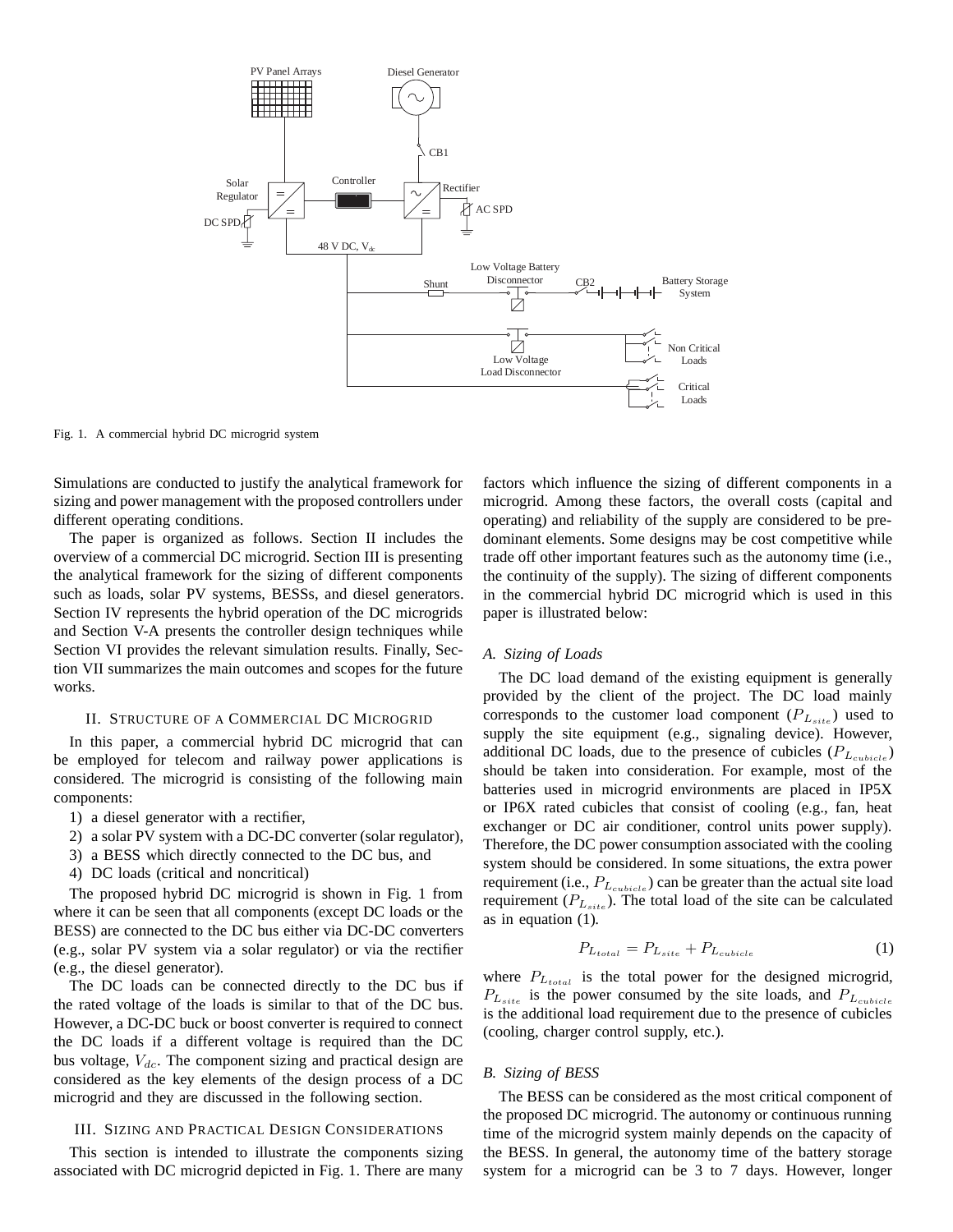Fig. 1. A commercial hybrid DC microgrid system

Simulations are conducted to justify the analytical framework for sizing and power management with the proposed controllers under different operating conditions.

The paper is organized as follows. Section II includes the overview of a commercial DC microgrid. Section III is presenting the analytical framework for the sizing of different components such as loads, solar PV systems, BESSs, and diesel generators. Section IV represents the hybrid operation of the DC microgrids and Section V-A presents the controller design techniques while Section VI provides the relevant simulation results. Finally, Section VII summarizes the main outcomes and scopes for the future works.

## II. Structure of a Commercial DC Microgrid

In this paper, a commercial hybrid DC microgrid that can be employed for telecom and railway power applications is considered. The microgrid is consisting of the following main components:

1) a diesel generator with a rectifier,
2) a solar PV system with a DC-DC converter (solar regulator),
3) a BESS which directly connected to the DC bus, and
4) DC loads (critical and noncritical)

The proposed hybrid DC microgrid is shown in Fig. 1 from where it can be seen that all components (except DC loads or the BESS) are connected to the DC bus either via DC-DC converters (e.g., solar PV system via a solar regulator) or via the rectifier (e.g., the diesel generator).

The DC loads can be connected directly to the DC bus if the rated voltage of the loads is similar to that of the DC bus. However, a DC-DC buck or boost converter is required to connect the DC loads if a different voltage is required than the DC bus voltage, $V_{dc}$. The component sizing and practical design are considered as the key elements of the design process of a DC microgrid and they are discussed in the following section.

## III. Sizing and Practical Design Considerations

This section is intended to illustrate the components sizing associated with DC microgrid depicted in Fig. 1. There are many factors which influence the sizing of different components in a microgrid. Among these factors, the overall costs (capital and operating) and reliability of the supply are considered to be predominant elements. Some designs may be cost competitive while trade off other important features such as the autonomy time (i.e., the continuity of the supply). The sizing of different components in the commercial hybrid DC microgrid which is used in this paper is illustrated below:

### A. Sizing of Loads

The DC load demand of the existing equipment is generally provided by the client of the project. The DC load mainly corresponds to the customer load component ($P_{L_{site}}$) used to supply the site equipment (e.g., signaling device). However, additional DC loads, due to the presence of cubicles ($P_{L_{cubicle}}$) should be taken into consideration. For example, most of the batteries used in microgrid environments are placed in IP5X or IP6X rated cubicles that consist of cooling (e.g., fan, heat exchanger or DC air conditioner, control units power supply). Therefore, the DC power consumption associated with the cooling system should be considered. In some situations, the extra power requirement (i.e., $P_{L_{cubicle}}$) can be greater than the actual site load requirement ($P_{L_{site}}$). The total load of the site can be calculated as in equation (1).

$$P_{L_{total}} = P_{L_{site}} + P_{L_{cubicle}} \tag{1}$$

where $P_{L_{total}}$ is the total power for the designed microgrid, $P_{L_{site}}$ is the power consumed by the site loads, and $P_{L_{cubicle}}$ is the additional load requirement due to the presence of cubicles (cooling, charger control supply, etc.).

### B. Sizing of BESS

The BESS can be considered as the most critical component of the proposed DC microgrid. The autonomy or continuous running time of the microgrid system mainly depends on the capacity of the BESS. In general, the autonomy time of the battery storage system for a microgrid can be 3 to 7 days. However, longer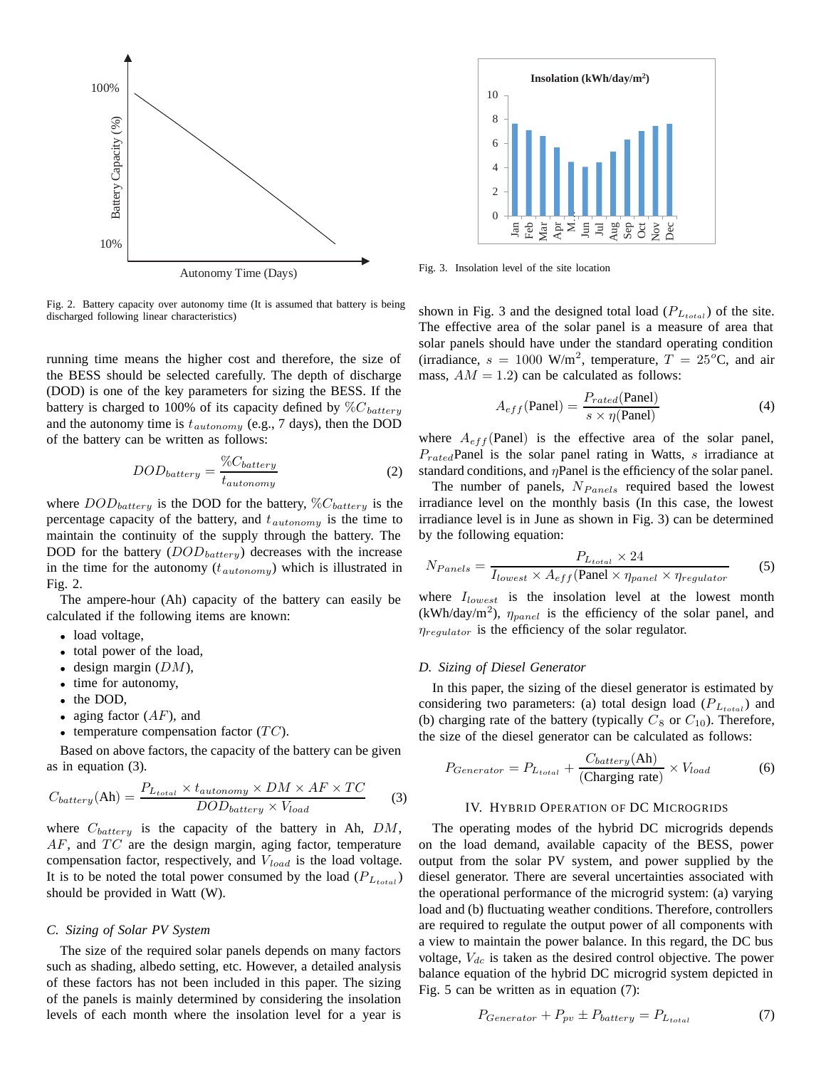Fig. 2. Battery capacity over autonomy time (It is assumed that battery is being discharged following linear characteristics)

running time means the higher cost and therefore, the size of the BESS should be selected carefully. The depth of discharge (DOD) is one of the key parameters for sizing the BESS. If the battery is charged to 100% of its capacity defined by $\%C_{battery}$ and the autonomy time is $t_{autonomy}$ (e.g., 7 days), then the DOD of the battery can be written as follows:

$$DOD_{battery} = \frac{\%C_{battery}}{t_{autonomy}} \tag{2}$$

where $DOD_{battery}$ is the DOD for the battery, $\%C_{battery}$ is the percentage capacity of the battery, and $t_{autonomy}$ is the time to maintain the continuity of the supply through the battery. The DOD for the battery ($DOD_{battery}$) decreases with the increase in the time for the autonomy ($t_{autonomy}$) which is illustrated in Fig. 2.

The ampere-hour (Ah) capacity of the battery can easily be calculated if the following items are known:

- load voltage,
- total power of the load,
- design margin ($DM$),
- time for autonomy,
- the DOD,
- aging factor ($AF$), and
- temperature compensation factor ($TC$).

Based on above factors, the capacity of the battery can be given as in equation (3).

$$C_{battery}(\text{Ah}) = \frac{P_{L_{total}} \times t_{autonomy} \times DM \times AF \times TC}{DOD_{battery} \times V_{load}} \tag{3}$$

where $C_{battery}$ is the capacity of the battery in Ah, $DM$, $AF$, and $TC$ are the design margin, aging factor, temperature compensation factor, respectively, and $V_{load}$ is the load voltage. It is to be noted the total power consumed by the load ($P_{L_{total}}$) should be provided in Watt (W).

### C. Sizing of Solar PV System

The size of the required solar panels depends on many factors such as shading, albedo setting, etc. However, a detailed analysis of these factors has not been included in this paper. The sizing of the panels is mainly determined by considering the insolation levels of each month where the insolation level for a year is

Fig. 3. Insolation level of the site location

shown in Fig. 3 and the designed total load ($P_{L_{total}}$) of the site. The effective area of the solar panel is a measure of area that solar panels should have under the standard operating condition (irradiance, $s = 1000$ W/m$^2$, temperature, $T = 25^o$C, and air mass, $AM = 1.2$) can be calculated as follows:

$$A_{eff}(\text{Panel}) = \frac{P_{rated}(\text{Panel})}{s \times \eta(\text{Panel})} \tag{4}$$

where $A_{eff}(\text{Panel})$ is the effective area of the solar panel, $P_{rated}$Panel is the solar panel rating in Watts, $s$ irradiance at standard conditions, and $\eta$Panel is the efficiency of the solar panel.

The number of panels, $N_{Panels}$ required based the lowest irradiance level on the monthly basis (In this case, the lowest irradiance level is in June as shown in Fig. 3) can be determined by the following equation:

$$N_{Panels} = \frac{P_{L_{total}} \times 24}{I_{lowest} \times A_{eff}(\text{Panel} \times \eta_{panel} \times \eta_{regulator}} \tag{5}$$

where $I_{lowest}$ is the insolation level at the lowest month (kWh/day/m$^2$), $\eta_{panel}$ is the efficiency of the solar panel, and $\eta_{regulator}$ is the efficiency of the solar regulator.

### D. Sizing of Diesel Generator

In this paper, the sizing of the diesel generator is estimated by considering two parameters: (a) total design load ($P_{L_{total}}$) and (b) charging rate of the battery (typically $C_8$ or $C_{10}$). Therefore, the size of the diesel generator can be calculated as follows:

$$P_{Generator} = P_{L_{total}} + \frac{C_{battery}(\text{Ah})}{(\text{Charging rate})} \times V_{load} \tag{6}$$

## IV. Hybrid Operation of DC Microgrids

The operating modes of the hybrid DC microgrids depends on the load demand, available capacity of the BESS, power output from the solar PV system, and power supplied by the diesel generator. There are several uncertainties associated with the operational performance of the microgrid system: (a) varying load and (b) fluctuating weather conditions. Therefore, controllers are required to regulate the output power of all components with a view to maintain the power balance. In this regard, the DC bus voltage, $V_{dc}$ is taken as the desired control objective. The power balance equation of the hybrid DC microgrid system depicted in Fig. 5 can be written as in equation (7):

$$P_{Generator} + P_{pv} \pm P_{battery} = P_{L_{total}} \tag{7}$$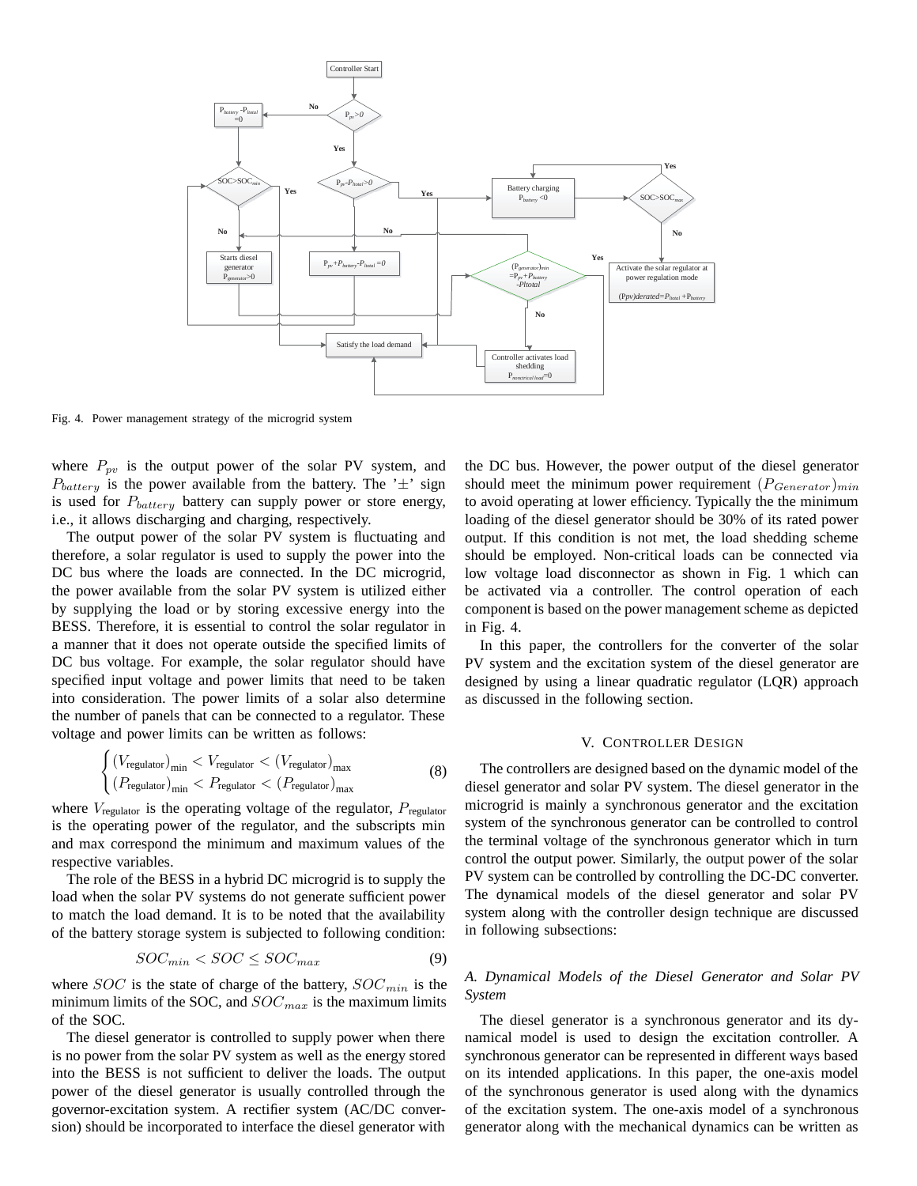Fig. 4. Power management strategy of the microgrid system

where $P_{pv}$ is the output power of the solar PV system, and $P_{battery}$ is the power available from the battery. The '$\pm$' sign is used for $P_{battery}$ battery can supply power or store energy, i.e., it allows discharging and charging, respectively.

The output power of the solar PV system is fluctuating and therefore, a solar regulator is used to supply the power into the DC bus where the loads are connected. In the DC microgrid, the power available from the solar PV system is utilized either by supplying the load or by storing excessive energy into the BESS. Therefore, it is essential to control the solar regulator in a manner that it does not operate outside the specified limits of DC bus voltage. For example, the solar regulator should have specified input voltage and power limits that need to be taken into consideration. The power limits of a solar also determine the number of panels that can be connected to a regulator. These voltage and power limits can be written as follows:

$$\begin{cases} (V_{\text{regulator}})_{\text{min}} < V_{\text{regulator}} < (V_{\text{regulator}})_{\text{max}} \\ (P_{\text{regulator}})_{\text{min}} < P_{\text{regulator}} < (P_{\text{regulator}})_{\text{max}} \end{cases} \tag{8}$$

where $V_{\text{regulator}}$ is the operating voltage of the regulator, $P_{\text{regulator}}$ is the operating power of the regulator, and the subscripts min and max correspond the minimum and maximum values of the respective variables.

The role of the BESS in a hybrid DC microgrid is to supply the load when the solar PV systems do not generate sufficient power to match the load demand. It is to be noted that the availability of the battery storage system is subjected to following condition:

$$SOC_{min} < SOC \leq SOC_{max} \tag{9}$$

where $SOC$ is the state of charge of the battery, $SOC_{min}$ is the minimum limits of the SOC, and $SOC_{max}$ is the maximum limits of the SOC.

The diesel generator is controlled to supply power when there is no power from the solar PV system as well as the energy stored into the BESS is not sufficient to deliver the loads. The output power of the diesel generator is usually controlled through the governor-excitation system. A rectifier system (AC/DC conversion) should be incorporated to interface the diesel generator with the DC bus. However, the power output of the diesel generator should meet the minimum power requirement $(P_{Generator})_{min}$ to avoid operating at lower efficiency. Typically the the minimum loading of the diesel generator should be 30% of its rated power output. If this condition is not met, the load shedding scheme should be employed. Non-critical loads can be connected via low voltage load disconnector as shown in Fig. 1 which can be activated via a controller. The control operation of each component is based on the power management scheme as depicted in Fig. 4.

In this paper, the controllers for the converter of the solar PV system and the excitation system of the diesel generator are designed by using a linear quadratic regulator (LQR) approach as discussed in the following section.

## V. Controller Design

The controllers are designed based on the dynamic model of the diesel generator and solar PV system. The diesel generator in the microgrid is mainly a synchronous generator and the excitation system of the synchronous generator can be controlled to control the terminal voltage of the synchronous generator which in turn control the output power. Similarly, the output power of the solar PV system can be controlled by controlling the DC-DC converter. The dynamical models of the diesel generator and solar PV system along with the controller design technique are discussed in following subsections:

### A. Dynamical Models of the Diesel Generator and Solar PV System

The diesel generator is a synchronous generator and its dynamical model is used to design the excitation controller. A synchronous generator can be represented in different ways based on its intended applications. In this paper, the one-axis model of the synchronous generator is used along with the dynamics of the excitation system. The one-axis model of a synchronous generator along with the mechanical dynamics can be written as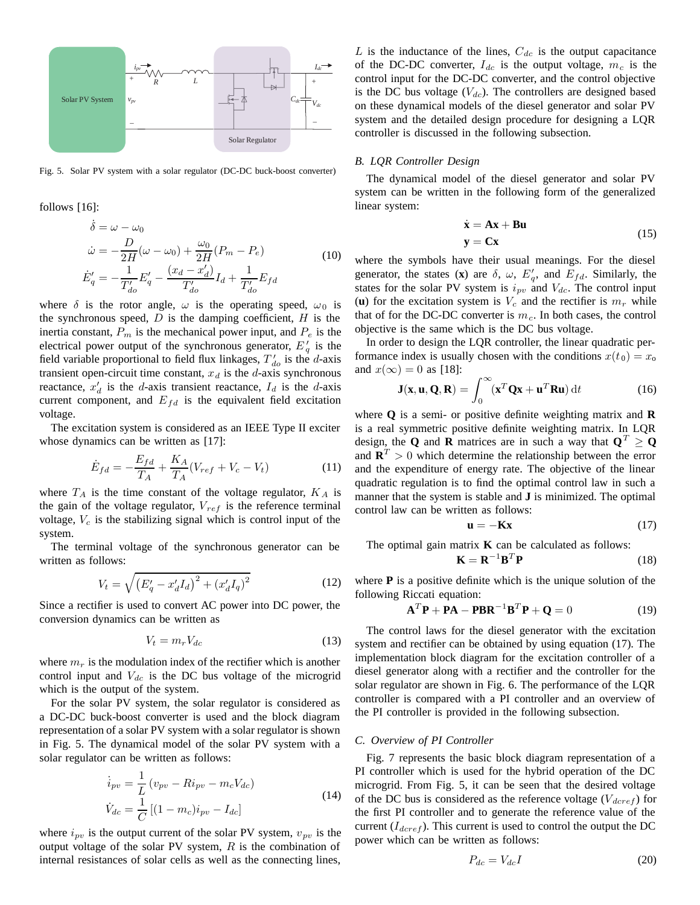Fig. 5. Solar PV system with a solar regulator (DC-DC buck-boost converter)

follows [16]:

$$
\begin{aligned}
\dot{\delta} &= \omega - \omega_0 \\
\dot{\omega} &= -\frac{D}{2H}(\omega - \omega_0) + \frac{\omega_0}{2H}(P_m - P_e) \\
\dot{E}'_q &= -\frac{1}{T'_{do}}E'_q - \frac{(x_d - x'_d)}{T'_{do}}I_d + \frac{1}{T'_{do}}E_{fd}
\end{aligned}
\tag{10}
$$

where $\delta$ is the rotor angle, $\omega$ is the operating speed, $\omega_0$ is the synchronous speed, $D$ is the damping coefficient, $H$ is the inertia constant, $P_m$ is the mechanical power input, and $P_e$ is the electrical power output of the synchronous generator, $E'_q$ is the field variable proportional to field flux linkages, $T'_{do}$ is the $d$-axis transient open-circuit time constant, $x_d$ is the $d$-axis synchronous reactance, $x'_d$ is the $d$-axis transient reactance, $I_d$ is the $d$-axis current component, and $E_{fd}$ is the equivalent field excitation voltage.

The excitation system is considered as an IEEE Type II exciter whose dynamics can be written as [17]:

$$
\dot{E}_{fd} = -\frac{E_{fd}}{T_A} + \frac{K_A}{T_A}(V_{ref} + V_c - V_t) \tag{11}
$$

where $T_A$ is the time constant of the voltage regulator, $K_A$ is the gain of the voltage regulator, $V_{ref}$ is the reference terminal voltage, $V_c$ is the stabilizing signal which is control input of the system.

The terminal voltage of the synchronous generator can be written as follows:

$$
V_t = \sqrt{\left(E'_q - x'_d I_d\right)^2 + \left(x'_d I_q\right)^2} \tag{12}
$$

Since a rectifier is used to convert AC power into DC power, the conversion dynamics can be written as

$$
V_t = m_r V_{dc} \tag{13}
$$

where $m_r$ is the modulation index of the rectifier which is another control input and $V_{dc}$ is the DC bus voltage of the microgrid which is the output of the system.

For the solar PV system, the solar regulator is considered as a DC-DC buck-boost converter is used and the block diagram representation of a solar PV system with a solar regulator is shown in Fig. 5. The dynamical model of the solar PV system with a solar regulator can be written as follows:

$$
\begin{aligned}
\dot{i}_{pv} &= \frac{1}{L}\left(v_{pv} - Ri_{pv} - m_c V_{dc}\right) \\
\dot{V}_{dc} &= \frac{1}{C}\left[(1 - m_c)i_{pv} - I_{dc}\right]
\end{aligned}
\tag{14}
$$

where $i_{pv}$ is the output current of the solar PV system, $v_{pv}$ is the output voltage of the solar PV system, $R$ is the combination of internal resistances of solar cells as well as the connecting lines, $L$ is the inductance of the lines, $C_{dc}$ is the output capacitance of the DC-DC converter, $I_{dc}$ is the output voltage, $m_c$ is the control input for the DC-DC converter, and the control objective is the DC bus voltage ($V_{dc}$). The controllers are designed based on these dynamical models of the diesel generator and solar PV system and the detailed design procedure for designing a LQR controller is discussed in the following subsection.

### *B. LQR Controller Design*

The dynamical model of the diesel generator and solar PV system can be written in the following form of the generalized linear system:

$$
\begin{aligned}
\dot{\mathbf{x}} &= \mathbf{A}\mathbf{x} + \mathbf{B}\mathbf{u} \\
\mathbf{y} &= \mathbf{C}\mathbf{x}
\end{aligned}
\tag{15}
$$

where the symbols have their usual meanings. For the diesel generator, the states ($\mathbf{x}$) are $\delta$, $\omega$, $E'_q$, and $E_{fd}$. Similarly, the states for the solar PV system is $i_{pv}$ and $V_{dc}$. The control input ($\mathbf{u}$) for the excitation system is $V_c$ and the rectifier is $m_r$ while that of for the DC-DC converter is $m_c$. In both cases, the control objective is the same which is the DC bus voltage.

In order to design the LQR controller, the linear quadratic performance index is usually chosen with the conditions $x(t_0) = x_o$ and $x(\infty) = 0$ as [18]:

$$
\mathbf{J}(\mathbf{x}, \mathbf{u}, \mathbf{Q}, \mathbf{R}) = \int_0^\infty (\mathbf{x}^T\mathbf{Q}\mathbf{x} + \mathbf{u}^T\mathbf{R}\mathbf{u})\, \mathrm{d}t \tag{16}
$$

where $\mathbf{Q}$ is a semi- or positive definite weighting matrix and $\mathbf{R}$ is a real symmetric positive definite weighting matrix. In LQR design, the $\mathbf{Q}$ and $\mathbf{R}$ matrices are in such a way that $\mathbf{Q}^T \geq \mathbf{Q}$ and $\mathbf{R}^T > 0$ which determine the relationship between the error and the expenditure of energy rate. The objective of the linear quadratic regulation is to find the optimal control law in such a manner that the system is stable and $\mathbf{J}$ is minimized. The optimal control law can be written as follows:

$$
\mathbf{u} = -\mathbf{K}\mathbf{x} \tag{17}
$$

The optimal gain matrix $\mathbf{K}$ can be calculated as follows:

$$
\mathbf{K} = \mathbf{R}^{-1}\mathbf{B}^T\mathbf{P} \tag{18}
$$

where $\mathbf{P}$ is a positive definite which is the unique solution of the following Riccati equation:

$$
\mathbf{A}^T\mathbf{P} + \mathbf{P}\mathbf{A} - \mathbf{P}\mathbf{B}\mathbf{R}^{-1}\mathbf{B}^T\mathbf{P} + \mathbf{Q} = 0 \tag{19}
$$

The control laws for the diesel generator with the excitation system and rectifier can be obtained by using equation (17). The implementation block diagram for the excitation controller of a diesel generator along with a rectifier and the controller for the solar regulator are shown in Fig. 6. The performance of the LQR controller is compared with a PI controller and an overview of the PI controller is provided in the following subsection.

### *C. Overview of PI Controller*

Fig. 7 represents the basic block diagram representation of a PI controller which is used for the hybrid operation of the DC microgrid. From Fig. 5, it can be seen that the desired voltage of the DC bus is considered as the reference voltage ($V_{dcref}$) for the first PI controller and to generate the reference value of the current ($I_{dcref}$). This current is used to control the output the DC power which can be written as follows:

$$
P_{dc} = V_{dc} I \tag{20}
$$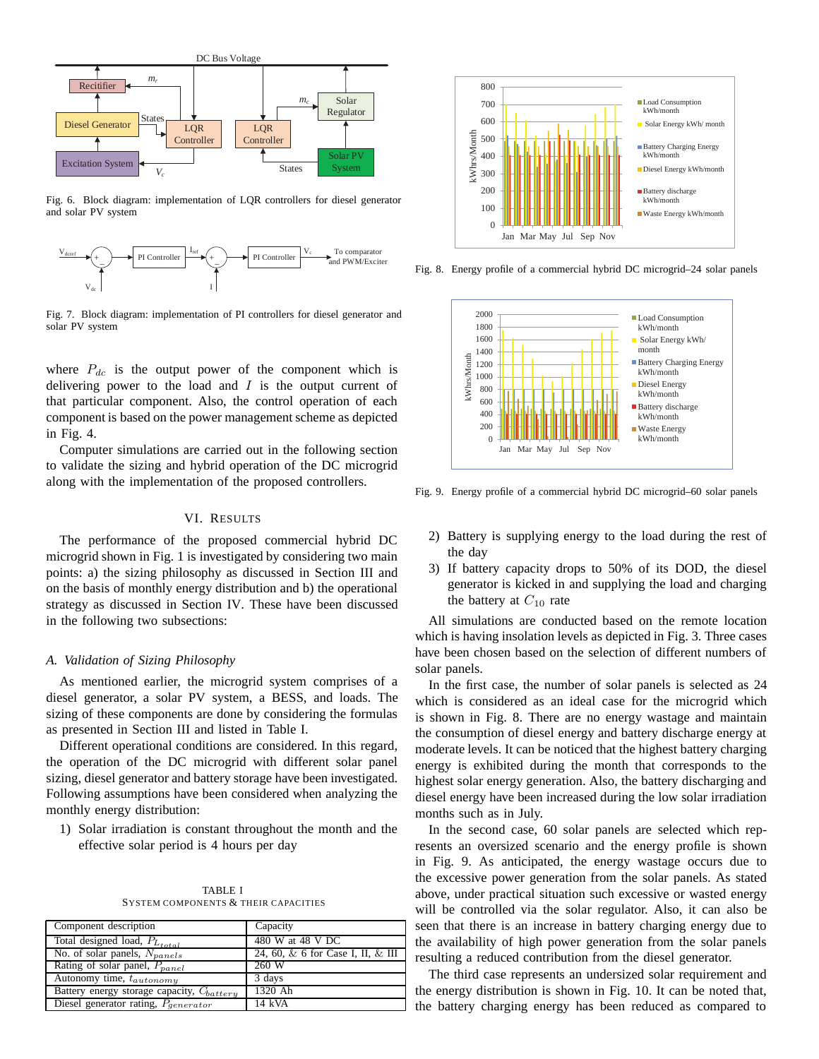Fig. 6. Block diagram: implementation of LQR controllers for diesel generator and solar PV system

Fig. 7. Block diagram: implementation of PI controllers for diesel generator and solar PV system

where $P_{dc}$ is the output power of the component which is delivering power to the load and $I$ is the output current of that particular component. Also, the control operation of each component is based on the power management scheme as depicted in Fig. 4.

Computer simulations are carried out in the following section to validate the sizing and hybrid operation of the DC microgrid along with the implementation of the proposed controllers.

## VI. Results

The performance of the proposed commercial hybrid DC microgrid shown in Fig. 1 is investigated by considering two main points: a) the sizing philosophy as discussed in Section III and on the basis of monthly energy distribution and b) the operational strategy as discussed in Section IV. These have been discussed in the following two subsections:

### A. Validation of Sizing Philosophy

As mentioned earlier, the microgrid system comprises of a diesel generator, a solar PV system, a BESS, and loads. The sizing of these components are done by considering the formulas as presented in Section III and listed in Table I.

Different operational conditions are considered. In this regard, the operation of the DC microgrid with different solar panel sizing, diesel generator and battery storage have been investigated. Following assumptions have been considered when analyzing the monthly energy distribution:

1) Solar irradiation is constant throughout the month and the effective solar period is 4 hours per day
2) Battery is supplying energy to the load during the rest of the day
3) If battery capacity drops to 50% of its DOD, the diesel generator is kicked in and supplying the load and charging the battery at $C_{10}$ rate

TABLE I
System Components & Their Capacities

| Component description | Capacity |
|---|---|
| Total designed load, $P_{L_{total}}$ | 480 W at 48 V DC |
| No. of solar panels, $N_{panels}$ | 24, 60, & 6 for Case I, II, & III |
| Rating of solar panel, $P_{panel}$ | 260 W |
| Autonomy time, $t_{autonomy}$ | 3 days |
| Battery energy storage capacity, $C_{battery}$ | 1320 Ah |
| Diesel generator rating, $P_{generator}$ | 14 kVA |

Fig. 8. Energy profile of a commercial hybrid DC microgrid–24 solar panels

Fig. 9. Energy profile of a commercial hybrid DC microgrid–60 solar panels

All simulations are conducted based on the remote location which is having insolation levels as depicted in Fig. 3. Three cases have been chosen based on the selection of different numbers of solar panels.

In the first case, the number of solar panels is selected as 24 which is considered as an ideal case for the microgrid which is shown in Fig. 8. There are no energy wastage and maintain the consumption of diesel energy and battery discharge energy at moderate levels. It can be noticed that the highest battery charging energy is exhibited during the month that corresponds to the highest solar energy generation. Also, the battery discharging and diesel energy have been increased during the low solar irradiation months such as in July.

In the second case, 60 solar panels are selected which represents an oversized scenario and the energy profile is shown in Fig. 9. As anticipated, the energy wastage occurs due to the excessive power generation from the solar panels. As stated above, under practical situation such excessive or wasted energy will be controlled via the solar regulator. Also, it can also be seen that there is an increase in battery charging energy due to the availability of high power generation from the solar panels resulting a reduced contribution from the diesel generator.

The third case represents an undersized solar requirement and the energy distribution is shown in Fig. 10. It can be noted that, the battery charging energy has been reduced as compared to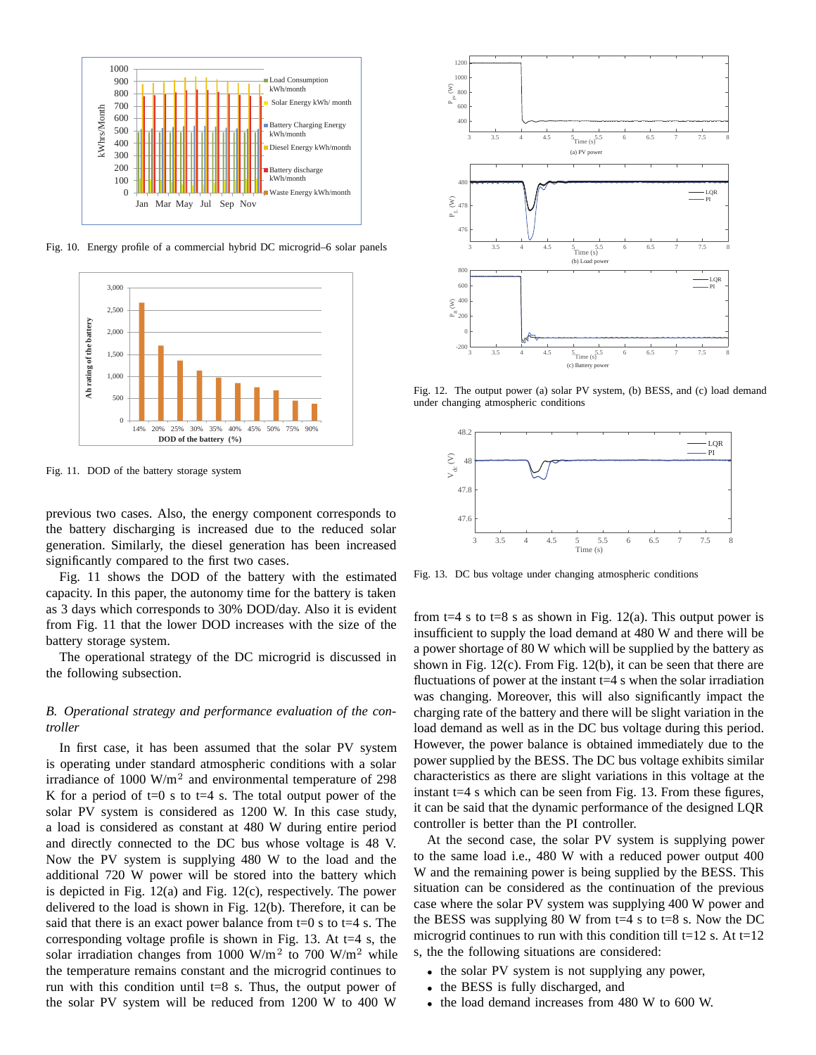Fig. 10. Energy profile of a commercial hybrid DC microgrid–6 solar panels

Fig. 11. DOD of the battery storage system

previous two cases. Also, the energy component corresponds to the battery discharging is increased due to the reduced solar generation. Similarly, the diesel generation has been increased significantly compared to the first two cases.

Fig. 11 shows the DOD of the battery with the estimated capacity. In this paper, the autonomy time for the battery is taken as 3 days which corresponds to 30% DOD/day. Also it is evident from Fig. 11 that the lower DOD increases with the size of the battery storage system.

The operational strategy of the DC microgrid is discussed in the following subsection.

### *B. Operational strategy and performance evaluation of the controller*

In first case, it has been assumed that the solar PV system is operating under standard atmospheric conditions with a solar irradiance of 1000 W/m$^2$ and environmental temperature of 298 K for a period of t=0 s to t=4 s. The total output power of the solar PV system is considered as 1200 W. In this case study, a load is considered as constant at 480 W during entire period and directly connected to the DC bus whose voltage is 48 V. Now the PV system is supplying 480 W to the load and the additional 720 W power will be stored into the battery which is depicted in Fig. 12(a) and Fig. 12(c), respectively. The power delivered to the load is shown in Fig. 12(b). Therefore, it can be said that there is an exact power balance from t=0 s to t=4 s. The corresponding voltage profile is shown in Fig. 13. At t=4 s, the solar irradiation changes from 1000 W/m$^2$ to 700 W/m$^2$ while the temperature remains constant and the microgrid continues to run with this condition until t=8 s. Thus, the output power of the solar PV system will be reduced from 1200 W to 400 W from t=4 s to t=8 s as shown in Fig. 12(a). This output power is insufficient to supply the load demand at 480 W and there will be a power shortage of 80 W which will be supplied by the battery as shown in Fig. 12(c). From Fig. 12(b), it can be seen that there are fluctuations of power at the instant t=4 s when the solar irradiation was changing. Moreover, this will also significantly impact the charging rate of the battery and there will be slight variation in the load demand as well as in the DC bus voltage during this period. However, the power balance is obtained immediately due to the power supplied by the BESS. The DC bus voltage exhibits similar characteristics as there are slight variations in this voltage at the instant t=4 s which can be seen from Fig. 13. From these figures, it can be said that the dynamic performance of the designed LQR controller is better than the PI controller.

Fig. 12. The output power (a) solar PV system, (b) BESS, and (c) load demand under changing atmospheric conditions

Fig. 13. DC bus voltage under changing atmospheric conditions

At the second case, the solar PV system is supplying power to the same load i.e., 480 W with a reduced power output 400 W and the remaining power is being supplied by the BESS. This situation can be considered as the continuation of the previous case where the solar PV system was supplying 400 W power and the BESS was supplying 80 W from t=4 s to t=8 s. Now the DC microgrid continues to run with this condition till t=12 s. At t=12 s, the the following situations are considered:

- the solar PV system is not supplying any power,
- the BESS is fully discharged, and
- the load demand increases from 480 W to 600 W.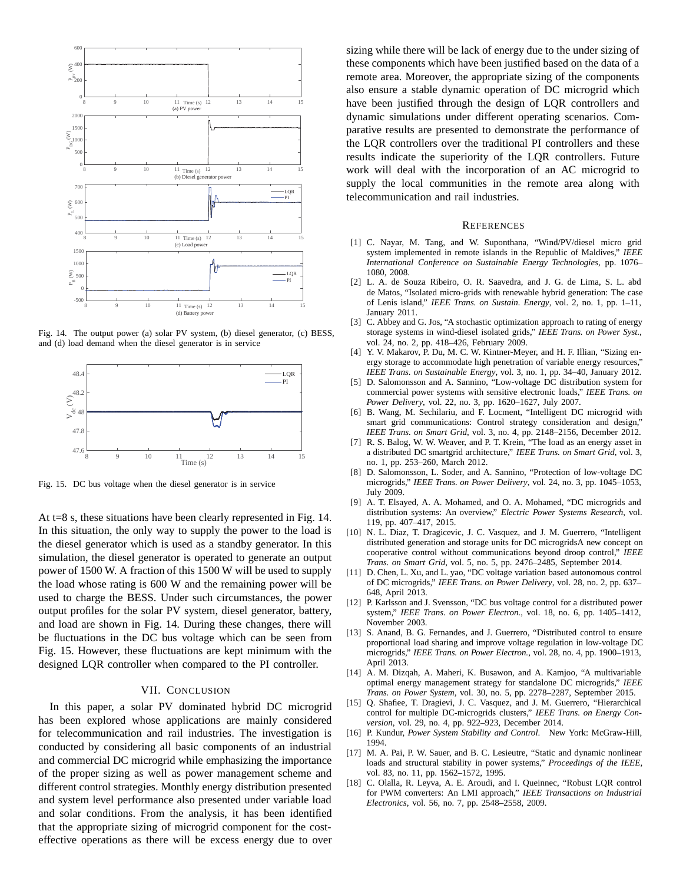600
400
$P_{pv}$ (W)
200
0
8 9 10 11 Time (s) 12 13 14 15
(a) PV power

2000
1500
$P_{DG}$ (W) 1000
500
0
8 9 10 11 Time (s) 12 13 14 15
(b) Diesel generator power

700
600
$P_L$ (W)
500
400
8 9 10 11 Time (s) 12 13 14 15
LQR
PI
(c) Load power

1500
1000
$P_B$ (W) 500
0
-500
8 9 10 11 Time (s) 12 13 14 15
LQR
PI
(d) Battery power

Fig. 14. The output power (a) solar PV system, (b) diesel generator, (c) BESS, and (d) load demand when the diesel generator is in service

48.4
48.2
$V_{dc}$ (V) 48
47.8
47.6
8 9 10 11 12 13 14 15
Time (s)
LQR
PI

Fig. 15. DC bus voltage when the diesel generator is in service

At t=8 s, these situations have been clearly represented in Fig. 14. In this situation, the only way to supply the power to the load is the diesel generator which is used as a standby generator. In this simulation, the diesel generator is operated to generate an output power of 1500 W. A fraction of this 1500 W will be used to supply the load whose rating is 600 W and the remaining power will be used to charge the BESS. Under such circumstances, the power output profiles for the solar PV system, diesel generator, battery, and load are shown in Fig. 14. During these changes, there will be fluctuations in the DC bus voltage which can be seen from Fig. 15. However, these fluctuations are kept minimum with the designed LQR controller when compared to the PI controller.

## VII. Conclusion

In this paper, a solar PV dominated hybrid DC microgrid has been explored whose applications are mainly considered for telecommunication and rail industries. The investigation is conducted by considering all basic components of an industrial and commercial DC microgrid while emphasizing the importance of the proper sizing as well as power management scheme and different control strategies. Monthly energy distribution presented and system level performance also presented under variable load and solar conditions. From the analysis, it has been identified that the appropriate sizing of microgrid component for the cost-effective operations as there will be excess energy due to over sizing while there will be lack of energy due to the under sizing of these components which have been justified based on the data of a remote area. Moreover, the appropriate sizing of the components also ensure a stable dynamic operation of DC microgrid which have been justified through the design of LQR controllers and dynamic simulations under different operating scenarios. Comparative results are presented to demonstrate the performance of the LQR controllers over the traditional PI controllers and these results indicate the superiority of the LQR controllers. Future work will deal with the incorporation of an AC microgrid to supply the local communities in the remote area along with telecommunication and rail industries.

## References

[1] C. Nayar, M. Tang, and W. Suponthana, "Wind/PV/diesel micro grid system implemented in remote islands in the Republic of Maldives," *IEEE International Conference on Sustainable Energy Technologies*, pp. 1076–1080, 2008.

[2] L. A. de Souza Ribeiro, O. R. Saavedra, and J. G. de Lima, S. L. abd de Matos, "Isolated micro-grids with renewable hybrid generation: The case of Lenis island," *IEEE Trans. on Sustain. Energy*, vol. 2, no. 1, pp. 1–11, January 2011.

[3] C. Abbey and G. Jos, "A stochastic optimization approach to rating of energy storage systems in wind-diesel isolated grids," *IEEE Trans. on Power Syst.*, vol. 24, no. 2, pp. 418–426, February 2009.

[4] Y. V. Makarov, P. Du, M. C. W. Kintner-Meyer, and H. F. Illian, "Sizing energy storage to accommodate high penetration of variable energy resources," *IEEE Trans. on Sustainable Energy*, vol. 3, no. 1, pp. 34–40, January 2012.

[5] D. Salomonsson and A. Sannino, "Low-voltage DC distribution system for commercial power systems with sensitive electronic loads," *IEEE Trans. on Power Delivery*, vol. 22, no. 3, pp. 1620–1627, July 2007.

[6] B. Wang, M. Sechilariu, and F. Locment, "Intelligent DC microgrid with smart grid communications: Control strategy consideration and design," *IEEE Trans. on Smart Grid*, vol. 3, no. 4, pp. 2148–2156, December 2012.

[7] R. S. Balog, W. W. Weaver, and P. T. Krein, "The load as an energy asset in a distributed DC smartgrid architecture," *IEEE Trans. on Smart Grid*, vol. 3, no. 1, pp. 253–260, March 2012.

[8] D. Salomonsson, L. Soder, and A. Sannino, "Protection of low-voltage DC microgrids," *IEEE Trans. on Power Delivery*, vol. 24, no. 3, pp. 1045–1053, July 2009.

[9] A. T. Elsayed, A. A. Mohamed, and O. A. Mohamed, "DC microgrids and distribution systems: An overview," *Electric Power Systems Research*, vol. 119, pp. 407–417, 2015.

[10] N. L. Diaz, T. Dragicevic, J. C. Vasquez, and J. M. Guerrero, "Intelligent distributed generation and storage units for DC microgridsA new concept on cooperative control without communications beyond droop control," *IEEE Trans. on Smart Grid*, vol. 5, no. 5, pp. 2476–2485, September 2014.

[11] D. Chen, L. Xu, and L. yao, "DC voltage variation based autonomous control of DC microgrids," *IEEE Trans. on Power Delivery*, vol. 28, no. 2, pp. 637–648, April 2013.

[12] P. Karlsson and J. Svensson, "DC bus voltage control for a distributed power system," *IEEE Trans. on Power Electron.*, vol. 18, no. 6, pp. 1405–1412, November 2003.

[13] S. Anand, B. G. Fernandes, and J. Guerrero, "Distributed control to ensure proportional load sharing and improve voltage regulation in low-voltage DC microgrids," *IEEE Trans. on Power Electron.*, vol. 28, no. 4, pp. 1900–1913, April 2013.

[14] A. M. Dizqah, A. Maheri, K. Busawon, and A. Kamjoo, "A multivariable optimal energy management strategy for standalone DC microgrids," *IEEE Trans. on Power System*, vol. 30, no. 5, pp. 2278–2287, September 2015.

[15] Q. Shafiee, T. Dragievi, J. C. Vasquez, and J. M. Guerrero, "Hierarchical control for multiple DC-microgrids clusters," *IEEE Trans. on Energy Conversion*, vol. 29, no. 4, pp. 922–923, December 2014.

[16] P. Kundur, *Power System Stability and Control.* New York: McGraw-Hill, 1994.

[17] M. A. Pai, P. W. Sauer, and B. C. Lesieutre, "Static and dynamic nonlinear loads and structural stability in power systems," *Proceedings of the IEEE*, vol. 83, no. 11, pp. 1562–1572, 1995.

[18] C. Olalla, R. Leyva, A. E. Aroudi, and I. Queinnec, "Robust LQR control for PWM converters: An LMI approach," *IEEE Transactions on Industrial Electronics*, vol. 56, no. 7, pp. 2548–2558, 2009.